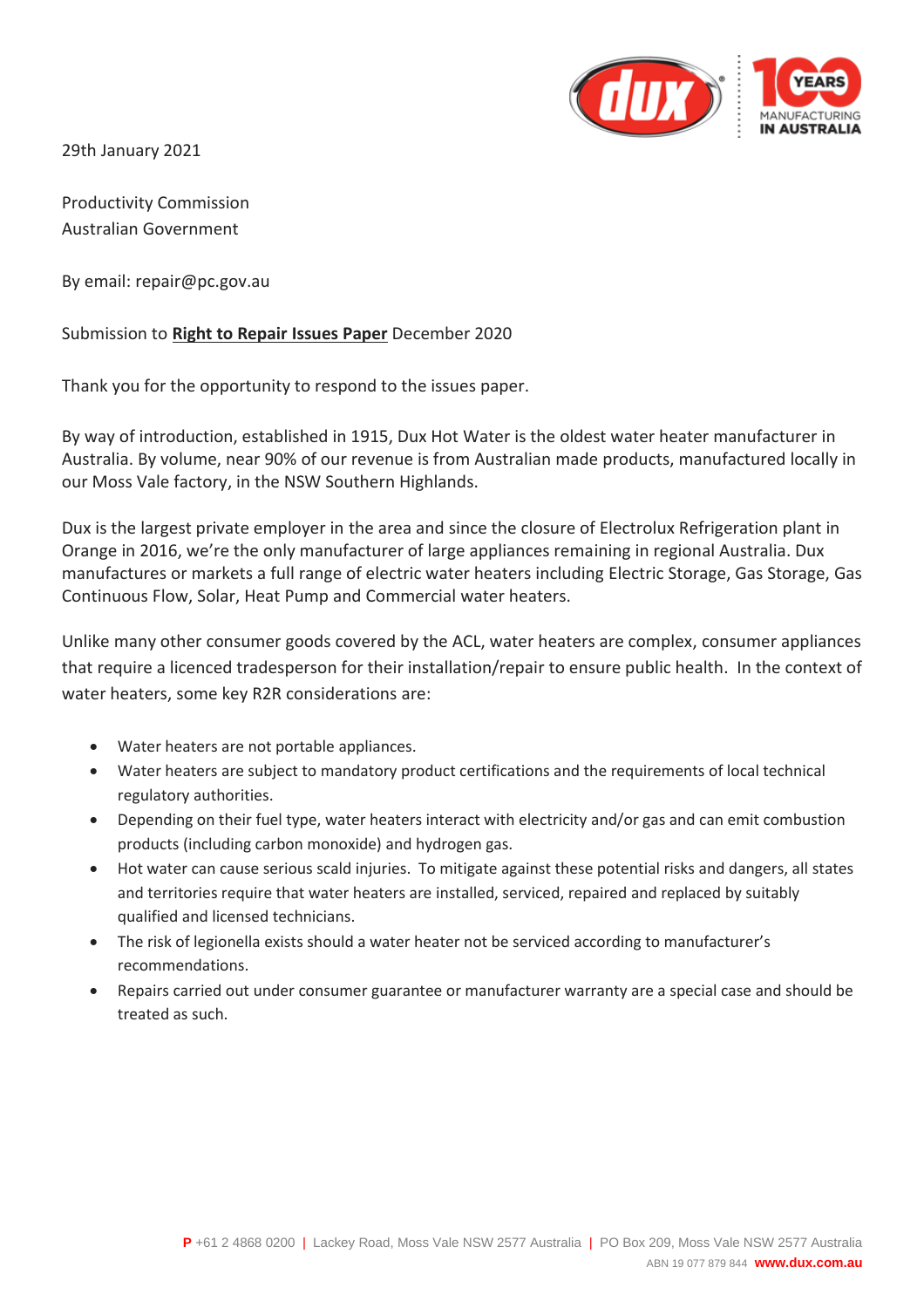29th January 2021

Productivity Commission  
Australian Government

By email: repair@pc.gov.au

Submission to **Right to Repair Issues Paper** December 2020

Thank you for the opportunity to respond to the issues paper.

By way of introduction, established in 1915, Dux Hot Water is the oldest water heater manufacturer in Australia. By volume, near 90% of our revenue is from Australian made products, manufactured locally in our Moss Vale factory, in the NSW Southern Highlands.

Dux is the largest private employer in the area and since the closure of Electrolux Refrigeration plant in Orange in 2016, we're the only manufacturer of large appliances remaining in regional Australia. Dux manufactures or markets a full range of electric water heaters including Electric Storage, Gas Storage, Gas Continuous Flow, Solar, Heat Pump and Commercial water heaters.

Unlike many other consumer goods covered by the ACL, water heaters are complex, consumer appliances that require a licenced tradesperson for their installation/repair to ensure public health. In the context of water heaters, some key R2R considerations are:

- Water heaters are not portable appliances.
- Water heaters are subject to mandatory product certifications and the requirements of local technical regulatory authorities.
- Depending on their fuel type, water heaters interact with electricity and/or gas and can emit combustion products (including carbon monoxide) and hydrogen gas.
- Hot water can cause serious scald injuries. To mitigate against these potential risks and dangers, all states and territories require that water heaters are installed, serviced, repaired and replaced by suitably qualified and licensed technicians.
- The risk of legionella exists should a water heater not be serviced according to manufacturer's recommendations.
- Repairs carried out under consumer guarantee or manufacturer warranty are a special case and should be treated as such.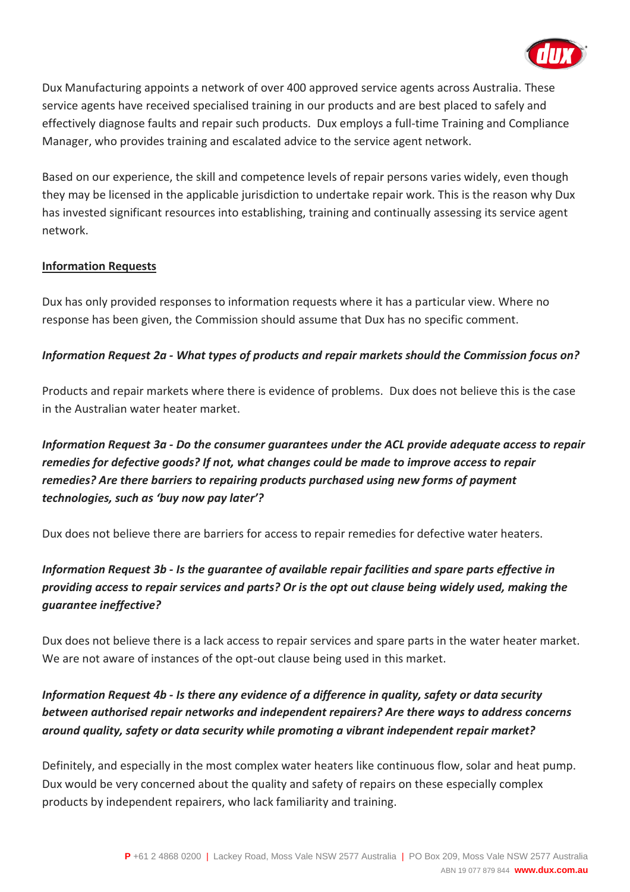Dux Manufacturing appoints a network of over 400 approved service agents across Australia. These service agents have received specialised training in our products and are best placed to safely and effectively diagnose faults and repair such products. Dux employs a full-time Training and Compliance Manager, who provides training and escalated advice to the service agent network.

Based on our experience, the skill and competence levels of repair persons varies widely, even though they may be licensed in the applicable jurisdiction to undertake repair work. This is the reason why Dux has invested significant resources into establishing, training and continually assessing its service agent network.

## Information Requests

Dux has only provided responses to information requests where it has a particular view. Where no response has been given, the Commission should assume that Dux has no specific comment.

***Information Request 2a - What types of products and repair markets should the Commission focus on?***

Products and repair markets where there is evidence of problems. Dux does not believe this is the case in the Australian water heater market.

***Information Request 3a - Do the consumer guarantees under the ACL provide adequate access to repair remedies for defective goods? If not, what changes could be made to improve access to repair remedies? Are there barriers to repairing products purchased using new forms of payment technologies, such as 'buy now pay later'?***

Dux does not believe there are barriers for access to repair remedies for defective water heaters.

***Information Request 3b - Is the guarantee of available repair facilities and spare parts effective in providing access to repair services and parts? Or is the opt out clause being widely used, making the guarantee ineffective?***

Dux does not believe there is a lack access to repair services and spare parts in the water heater market. We are not aware of instances of the opt-out clause being used in this market.

***Information Request 4b - Is there any evidence of a difference in quality, safety or data security between authorised repair networks and independent repairers? Are there ways to address concerns around quality, safety or data security while promoting a vibrant independent repair market?***

Definitely, and especially in the most complex water heaters like continuous flow, solar and heat pump. Dux would be very concerned about the quality and safety of repairs on these especially complex products by independent repairers, who lack familiarity and training.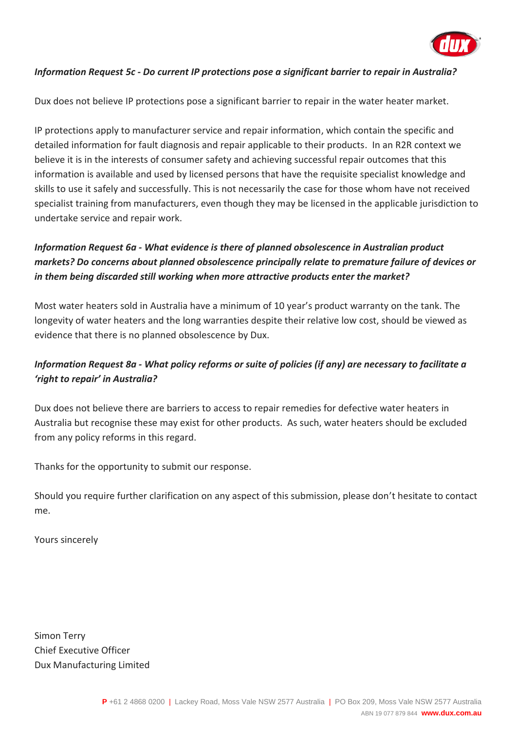*Information Request 5c - Do current IP protections pose a significant barrier to repair in Australia?*

Dux does not believe IP protections pose a significant barrier to repair in the water heater market.

IP protections apply to manufacturer service and repair information, which contain the specific and detailed information for fault diagnosis and repair applicable to their products. In an R2R context we believe it is in the interests of consumer safety and achieving successful repair outcomes that this information is available and used by licensed persons that have the requisite specialist knowledge and skills to use it safely and successfully. This is not necessarily the case for those whom have not received specialist training from manufacturers, even though they may be licensed in the applicable jurisdiction to undertake service and repair work.

*Information Request 6a - What evidence is there of planned obsolescence in Australian product markets? Do concerns about planned obsolescence principally relate to premature failure of devices or in them being discarded still working when more attractive products enter the market?*

Most water heaters sold in Australia have a minimum of 10 year's product warranty on the tank. The longevity of water heaters and the long warranties despite their relative low cost, should be viewed as evidence that there is no planned obsolescence by Dux.

*Information Request 8a - What policy reforms or suite of policies (if any) are necessary to facilitate a 'right to repair' in Australia?*

Dux does not believe there are barriers to access to repair remedies for defective water heaters in Australia but recognise these may exist for other products. As such, water heaters should be excluded from any policy reforms in this regard.

Thanks for the opportunity to submit our response.

Should you require further clarification on any aspect of this submission, please don't hesitate to contact me.

Yours sincerely

Simon Terry
Chief Executive Officer
Dux Manufacturing Limited

**P** +61 2 4868 0200 | Lackey Road, Moss Vale NSW 2577 Australia | PO Box 209, Moss Vale NSW 2577 Australia
ABN 19 077 879 844 **www.dux.com.au**